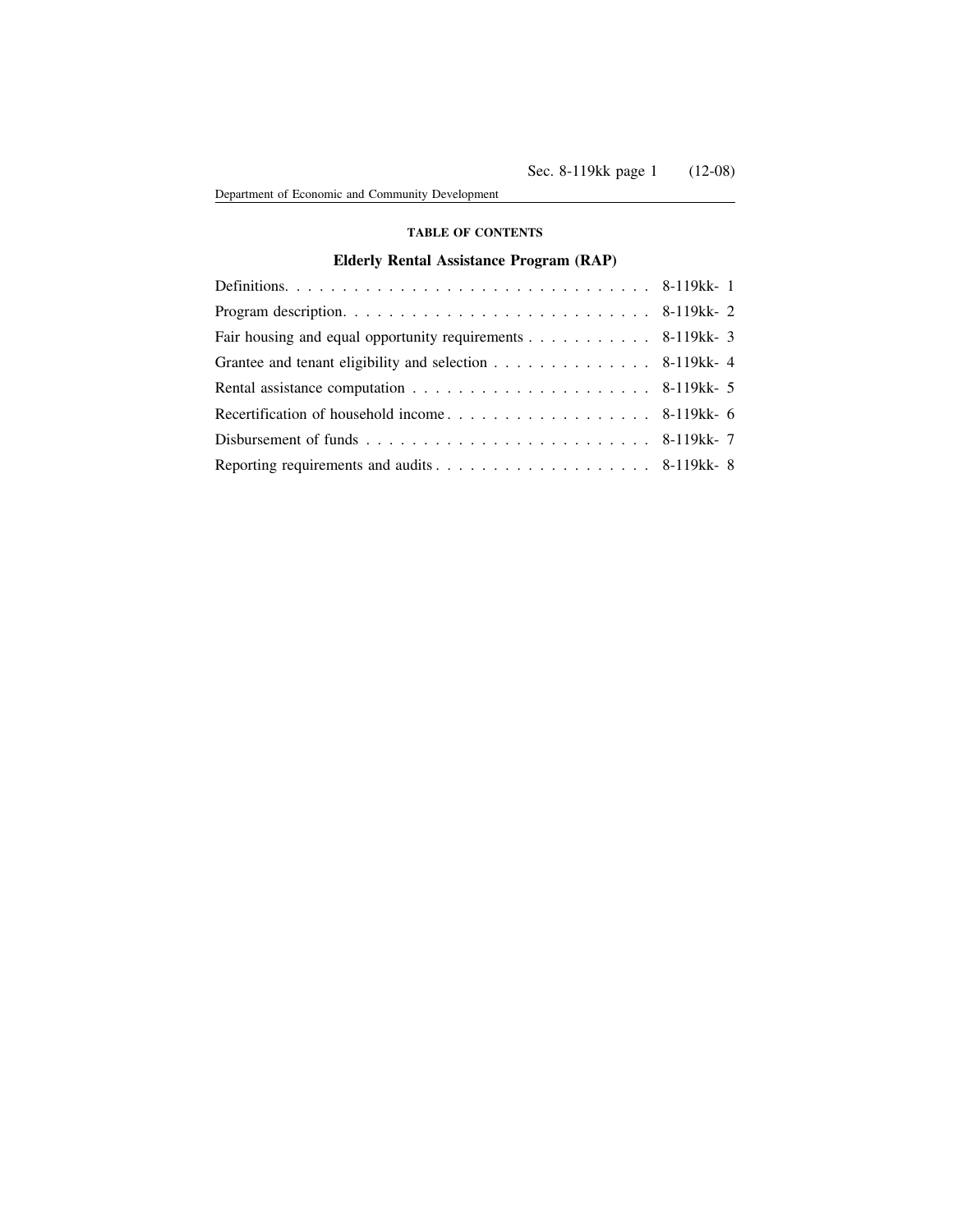**TABLE OF CONTENTS**

## Elderly Rental Assistance Program (RAP)

| | |
|---|---|
| Definitions | 8-119kk- 1 |
| Program description | 8-119kk- 2 |
| Fair housing and equal opportunity requirements | 8-119kk- 3 |
| Grantee and tenant eligibility and selection | 8-119kk- 4 |
| Rental assistance computation | 8-119kk- 5 |
| Recertification of household income | 8-119kk- 6 |
| Disbursement of funds | 8-119kk- 7 |
| Reporting requirements and audits | 8-119kk- 8 |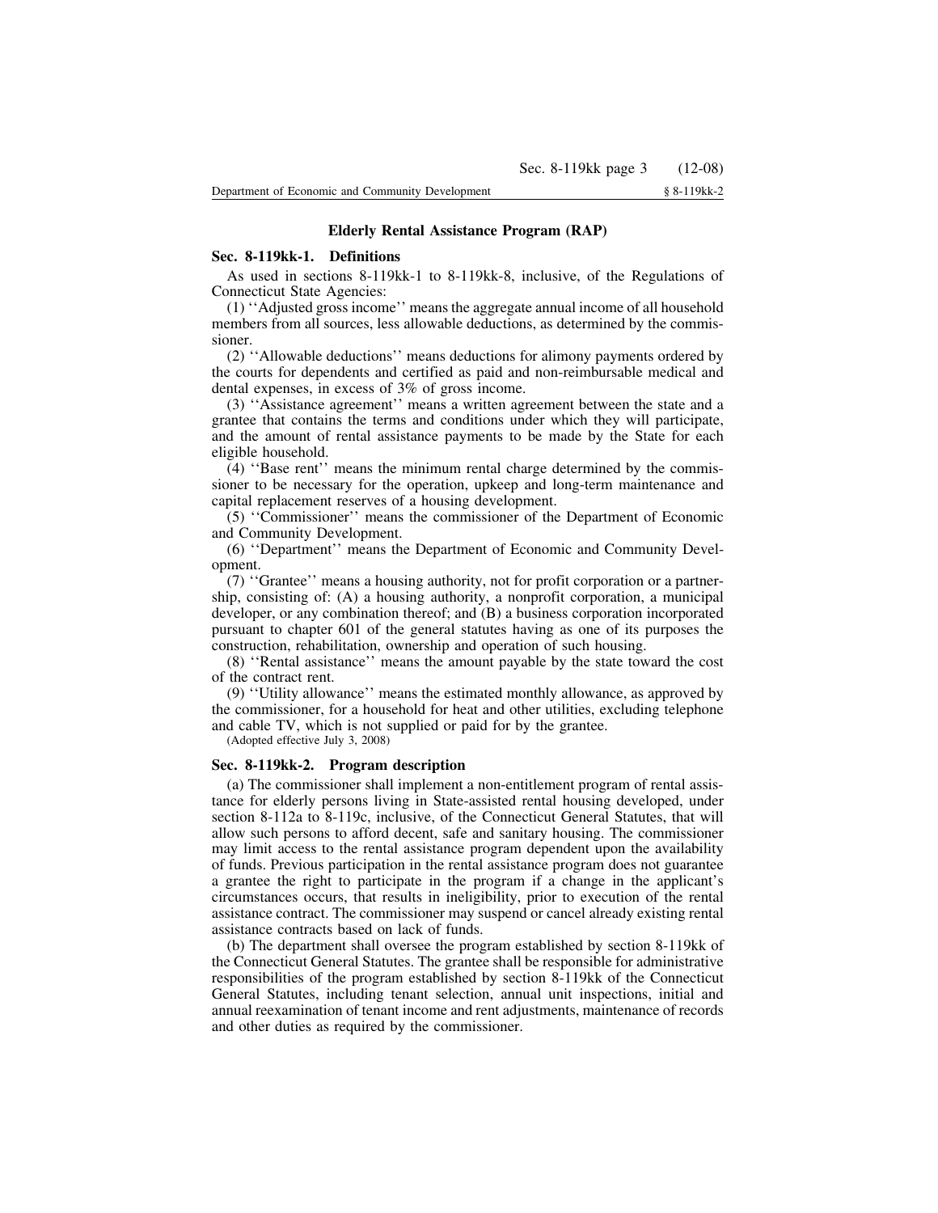## Elderly Rental Assistance Program (RAP)

### Sec. 8-119kk-1. Definitions

As used in sections 8-119kk-1 to 8-119kk-8, inclusive, of the Regulations of Connecticut State Agencies:

(1) ''Adjusted gross income'' means the aggregate annual income of all household members from all sources, less allowable deductions, as determined by the commissioner.

(2) ''Allowable deductions'' means deductions for alimony payments ordered by the courts for dependents and certified as paid and non-reimbursable medical and dental expenses, in excess of 3% of gross income.

(3) ''Assistance agreement'' means a written agreement between the state and a grantee that contains the terms and conditions under which they will participate, and the amount of rental assistance payments to be made by the State for each eligible household.

(4) ''Base rent'' means the minimum rental charge determined by the commissioner to be necessary for the operation, upkeep and long-term maintenance and capital replacement reserves of a housing development.

(5) ''Commissioner'' means the commissioner of the Department of Economic and Community Development.

(6) ''Department'' means the Department of Economic and Community Development.

(7) ''Grantee'' means a housing authority, not for profit corporation or a partnership, consisting of: (A) a housing authority, a nonprofit corporation, a municipal developer, or any combination thereof; and (B) a business corporation incorporated pursuant to chapter 601 of the general statutes having as one of its purposes the construction, rehabilitation, ownership and operation of such housing.

(8) ''Rental assistance'' means the amount payable by the state toward the cost of the contract rent.

(9) ''Utility allowance'' means the estimated monthly allowance, as approved by the commissioner, for a household for heat and other utilities, excluding telephone and cable TV, which is not supplied or paid for by the grantee.

(Adopted effective July 3, 2008)

### Sec. 8-119kk-2. Program description

(a) The commissioner shall implement a non-entitlement program of rental assistance for elderly persons living in State-assisted rental housing developed, under section 8-112a to 8-119c, inclusive, of the Connecticut General Statutes, that will allow such persons to afford decent, safe and sanitary housing. The commissioner may limit access to the rental assistance program dependent upon the availability of funds. Previous participation in the rental assistance program does not guarantee a grantee the right to participate in the program if a change in the applicant's circumstances occurs, that results in ineligibility, prior to execution of the rental assistance contract. The commissioner may suspend or cancel already existing rental assistance contracts based on lack of funds.

(b) The department shall oversee the program established by section 8-119kk of the Connecticut General Statutes. The grantee shall be responsible for administrative responsibilities of the program established by section 8-119kk of the Connecticut General Statutes, including tenant selection, annual unit inspections, initial and annual reexamination of tenant income and rent adjustments, maintenance of records and other duties as required by the commissioner.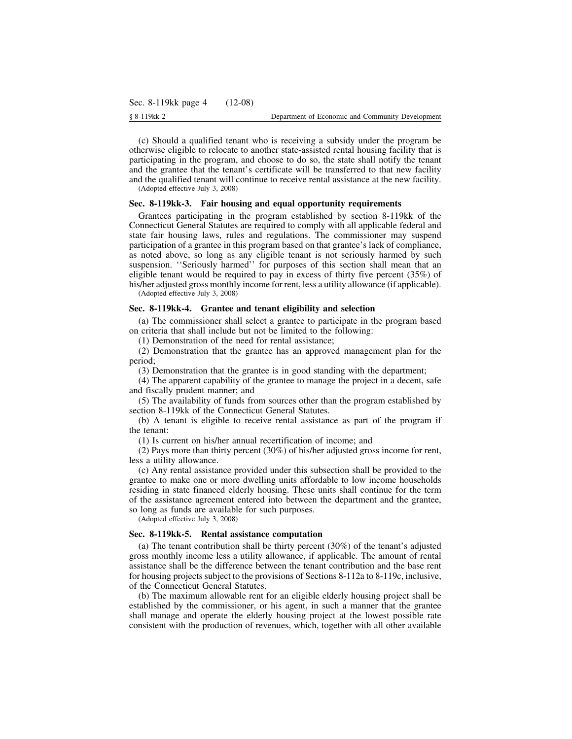(c) Should a qualified tenant who is receiving a subsidy under the program be otherwise eligible to relocate to another state-assisted rental housing facility that is participating in the program, and choose to do so, the state shall notify the tenant and the grantee that the tenant's certificate will be transferred to that new facility and the qualified tenant will continue to receive rental assistance at the new facility.

(Adopted effective July 3, 2008)

### Sec. 8-119kk-3. Fair housing and equal opportunity requirements

Grantees participating in the program established by section 8-119kk of the Connecticut General Statutes are required to comply with all applicable federal and state fair housing laws, rules and regulations. The commissioner may suspend participation of a grantee in this program based on that grantee's lack of compliance, as noted above, so long as any eligible tenant is not seriously harmed by such suspension. ''Seriously harmed'' for purposes of this section shall mean that an eligible tenant would be required to pay in excess of thirty five percent (35%) of his/her adjusted gross monthly income for rent, less a utility allowance (if applicable).

(Adopted effective July 3, 2008)

### Sec. 8-119kk-4. Grantee and tenant eligibility and selection

(a) The commissioner shall select a grantee to participate in the program based on criteria that shall include but not be limited to the following:

(1) Demonstration of the need for rental assistance;

(2) Demonstration that the grantee has an approved management plan for the period;

(3) Demonstration that the grantee is in good standing with the department;

(4) The apparent capability of the grantee to manage the project in a decent, safe and fiscally prudent manner; and

(5) The availability of funds from sources other than the program established by section 8-119kk of the Connecticut General Statutes.

(b) A tenant is eligible to receive rental assistance as part of the program if the tenant:

(1) Is current on his/her annual recertification of income; and

(2) Pays more than thirty percent (30%) of his/her adjusted gross income for rent, less a utility allowance.

(c) Any rental assistance provided under this subsection shall be provided to the grantee to make one or more dwelling units affordable to low income households residing in state financed elderly housing. These units shall continue for the term of the assistance agreement entered into between the department and the grantee, so long as funds are available for such purposes.

(Adopted effective July 3, 2008)

### Sec. 8-119kk-5. Rental assistance computation

(a) The tenant contribution shall be thirty percent (30%) of the tenant's adjusted gross monthly income less a utility allowance, if applicable. The amount of rental assistance shall be the difference between the tenant contribution and the base rent for housing projects subject to the provisions of Sections 8-112a to 8-119c, inclusive, of the Connecticut General Statutes.

(b) The maximum allowable rent for an eligible elderly housing project shall be established by the commissioner, or his agent, in such a manner that the grantee shall manage and operate the elderly housing project at the lowest possible rate consistent with the production of revenues, which, together with all other available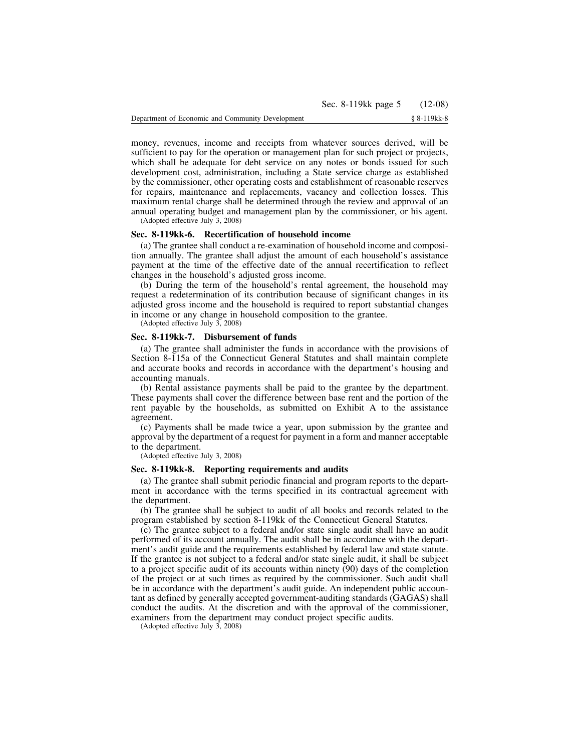money, revenues, income and receipts from whatever sources derived, will be sufficient to pay for the operation or management plan for such project or projects, which shall be adequate for debt service on any notes or bonds issued for such development cost, administration, including a State service charge as established by the commissioner, other operating costs and establishment of reasonable reserves for repairs, maintenance and replacements, vacancy and collection losses. This maximum rental charge shall be determined through the review and approval of an annual operating budget and management plan by the commissioner, or his agent.

(Adopted effective July 3, 2008)

**Sec. 8-119kk-6. Recertification of household income**

(a) The grantee shall conduct a re-examination of household income and composition annually. The grantee shall adjust the amount of each household's assistance payment at the time of the effective date of the annual recertification to reflect changes in the household's adjusted gross income.

(b) During the term of the household's rental agreement, the household may request a redetermination of its contribution because of significant changes in its adjusted gross income and the household is required to report substantial changes in income or any change in household composition to the grantee.

(Adopted effective July 3, 2008)

**Sec. 8-119kk-7. Disbursement of funds**

(a) The grantee shall administer the funds in accordance with the provisions of Section 8-115a of the Connecticut General Statutes and shall maintain complete and accurate books and records in accordance with the department's housing and accounting manuals.

(b) Rental assistance payments shall be paid to the grantee by the department. These payments shall cover the difference between base rent and the portion of the rent payable by the households, as submitted on Exhibit A to the assistance agreement.

(c) Payments shall be made twice a year, upon submission by the grantee and approval by the department of a request for payment in a form and manner acceptable to the department.

(Adopted effective July 3, 2008)

**Sec. 8-119kk-8. Reporting requirements and audits**

(a) The grantee shall submit periodic financial and program reports to the department in accordance with the terms specified in its contractual agreement with the department.

(b) The grantee shall be subject to audit of all books and records related to the program established by section 8-119kk of the Connecticut General Statutes.

(c) The grantee subject to a federal and/or state single audit shall have an audit performed of its account annually. The audit shall be in accordance with the department's audit guide and the requirements established by federal law and state statute. If the grantee is not subject to a federal and/or state single audit, it shall be subject to a project specific audit of its accounts within ninety (90) days of the completion of the project or at such times as required by the commissioner. Such audit shall be in accordance with the department's audit guide. An independent public accountant as defined by generally accepted government-auditing standards (GAGAS) shall conduct the audits. At the discretion and with the approval of the commissioner, examiners from the department may conduct project specific audits.

(Adopted effective July 3, 2008)